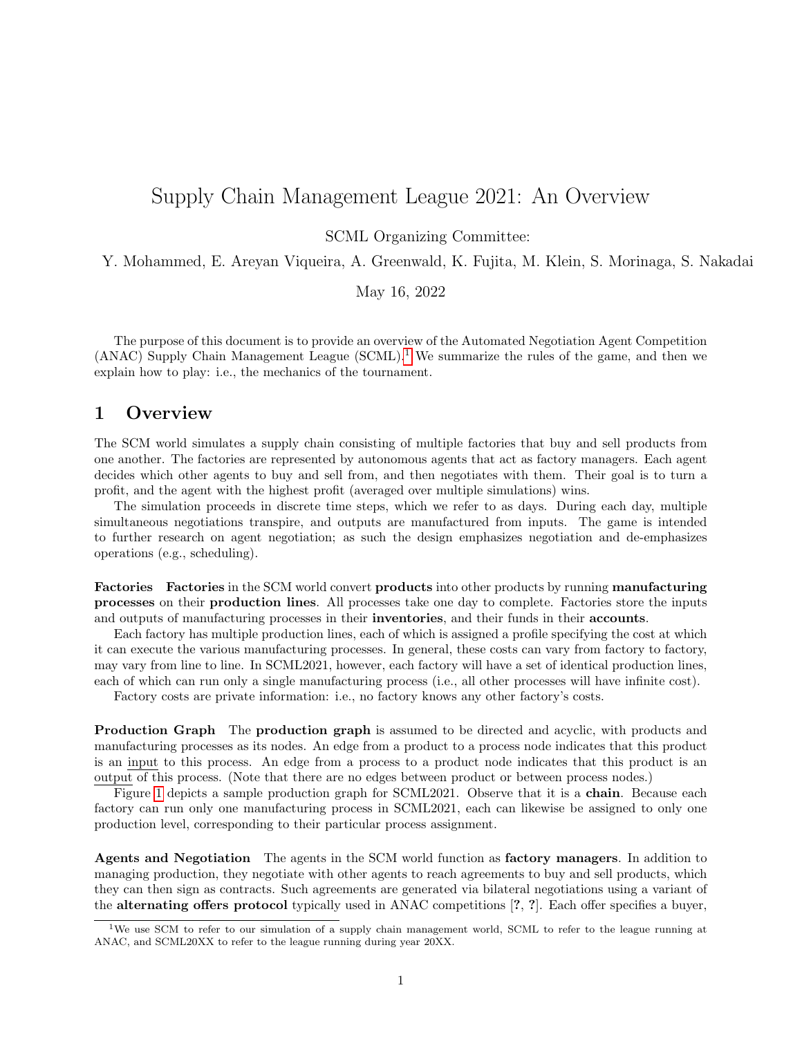# Supply Chain Management League 2021: An Overview

SCML Organizing Committee:

Y. Mohammed, E. Areyan Viqueira, A. Greenwald, K. Fujita, M. Klein, S. Morinaga, S. Nakadai

May 16, 2022

The purpose of this document is to provide an overview of the Automated Negotiation Agent Competition (ANAC) Supply Chain Management League (SCML).[1] We summarize the rules of the game, and then we explain how to play: i.e., the mechanics of the tournament.

## 1 Overview

The SCM world simulates a supply chain consisting of multiple factories that buy and sell products from one another. The factories are represented by autonomous agents that act as factory managers. Each agent decides which other agents to buy and sell from, and then negotiates with them. Their goal is to turn a profit, and the agent with the highest profit (averaged over multiple simulations) wins.

The simulation proceeds in discrete time steps, which we refer to as days. During each day, multiple simultaneous negotiations transpire, and outputs are manufactured from inputs. The game is intended to further research on agent negotiation; as such the design emphasizes negotiation and de-emphasizes operations (e.g., scheduling).

**Factories** **Factories** in the SCM world convert **products** into other products by running **manufacturing processes** on their **production lines**. All processes take one day to complete. Factories store the inputs and outputs of manufacturing processes in their **inventories**, and their funds in their **accounts**.

Each factory has multiple production lines, each of which is assigned a profile specifying the cost at which it can execute the various manufacturing processes. In general, these costs can vary from factory to factory, may vary from line to line. In SCML2021, however, each factory will have a set of identical production lines, each of which can run only a single manufacturing process (i.e., all other processes will have infinite cost).

Factory costs are private information: i.e., no factory knows any other factory's costs.

**Production Graph** The **production graph** is assumed to be directed and acyclic, with products and manufacturing processes as its nodes. An edge from a product to a process node indicates that this product is an input to this process. An edge from a process to a product node indicates that this product is an output of this process. (Note that there are no edges between product or between process nodes.)

Figure 1 depicts a sample production graph for SCML2021. Observe that it is a **chain**. Because each factory can run only one manufacturing process in SCML2021, each can likewise be assigned to only one production level, corresponding to their particular process assignment.

**Agents and Negotiation** The agents in the SCM world function as **factory managers**. In addition to managing production, they negotiate with other agents to reach agreements to buy and sell products, which they can then sign as contracts. Such agreements are generated via bilateral negotiations using a variant of the **alternating offers protocol** typically used in ANAC competitions [**?**, **?**]. Each offer specifies a buyer,

[1] We use SCM to refer to our simulation of a supply chain management world, SCML to refer to the league running at ANAC, and SCML20XX to refer to the league running during year 20XX.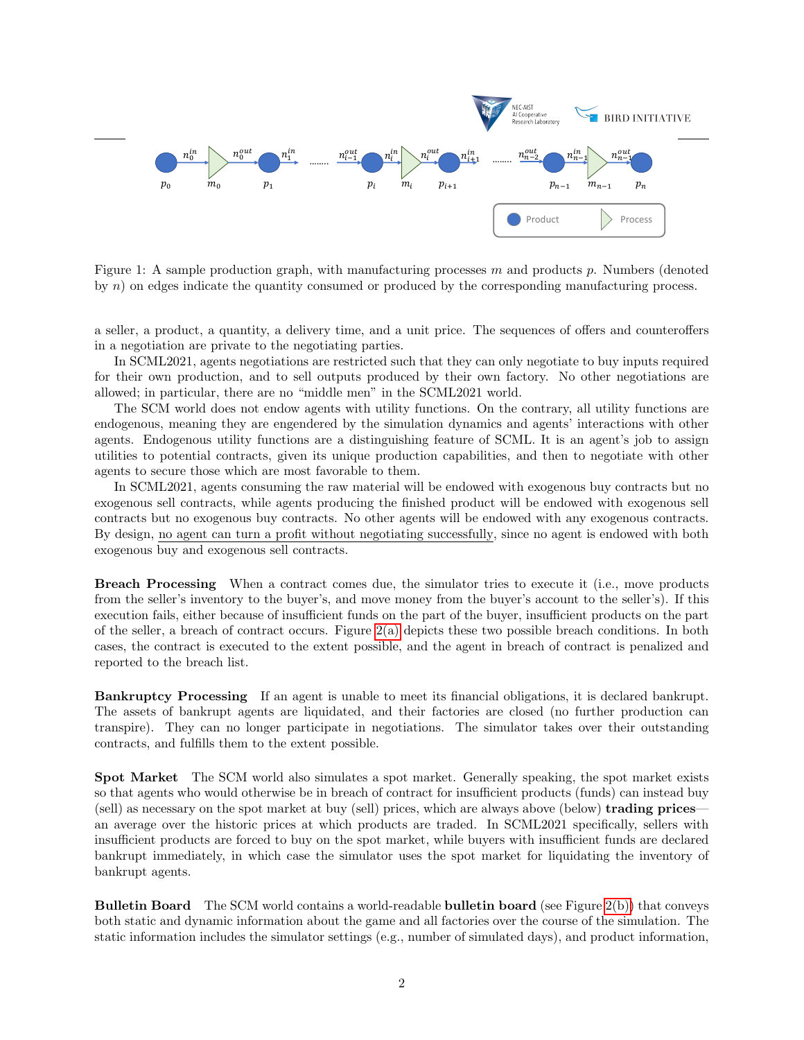Figure 1: A sample production graph, with manufacturing processes $m$ and products $p$. Numbers (denoted by $n$) on edges indicate the quantity consumed or produced by the corresponding manufacturing process.

a seller, a product, a quantity, a delivery time, and a unit price. The sequences of offers and counteroffers in a negotiation are private to the negotiating parties.

In SCML2021, agents negotiations are restricted such that they can only negotiate to buy inputs required for their own production, and to sell outputs produced by their own factory. No other negotiations are allowed; in particular, there are no "middle men" in the SCML2021 world.

The SCM world does not endow agents with utility functions. On the contrary, all utility functions are endogenous, meaning they are engendered by the simulation dynamics and agents' interactions with other agents. Endogenous utility functions are a distinguishing feature of SCML. It is an agent's job to assign utilities to potential contracts, given its unique production capabilities, and then to negotiate with other agents to secure those which are most favorable to them.

In SCML2021, agents consuming the raw material will be endowed with exogenous buy contracts but no exogenous sell contracts, while agents producing the finished product will be endowed with exogenous sell contracts but no exogenous buy contracts. No other agents will be endowed with any exogenous contracts. By design, no agent can turn a profit without negotiating successfully, since no agent is endowed with both exogenous buy and exogenous sell contracts.

**Breach Processing** When a contract comes due, the simulator tries to execute it (i.e., move products from the seller's inventory to the buyer's, and move money from the buyer's account to the seller's). If this execution fails, either because of insufficient funds on the part of the buyer, insufficient products on the part of the seller, a breach of contract occurs. Figure 2(a) depicts these two possible breach conditions. In both cases, the contract is executed to the extent possible, and the agent in breach of contract is penalized and reported to the breach list.

**Bankruptcy Processing** If an agent is unable to meet its financial obligations, it is declared bankrupt. The assets of bankrupt agents are liquidated, and their factories are closed (no further production can transpire). They can no longer participate in negotiations. The simulator takes over their outstanding contracts, and fulfills them to the extent possible.

**Spot Market** The SCM world also simulates a spot market. Generally speaking, the spot market exists so that agents who would otherwise be in breach of contract for insufficient products (funds) can instead buy (sell) as necessary on the spot market at buy (sell) prices, which are always above (below) **trading prices**—an average over the historic prices at which products are traded. In SCML2021 specifically, sellers with insufficient products are forced to buy on the spot market, while buyers with insufficient funds are declared bankrupt immediately, in which case the simulator uses the spot market for liquidating the inventory of bankrupt agents.

**Bulletin Board** The SCM world contains a world-readable **bulletin board** (see Figure 2(b)) that conveys both static and dynamic information about the game and all factories over the course of the simulation. The static information includes the simulator settings (e.g., number of simulated days), and product information,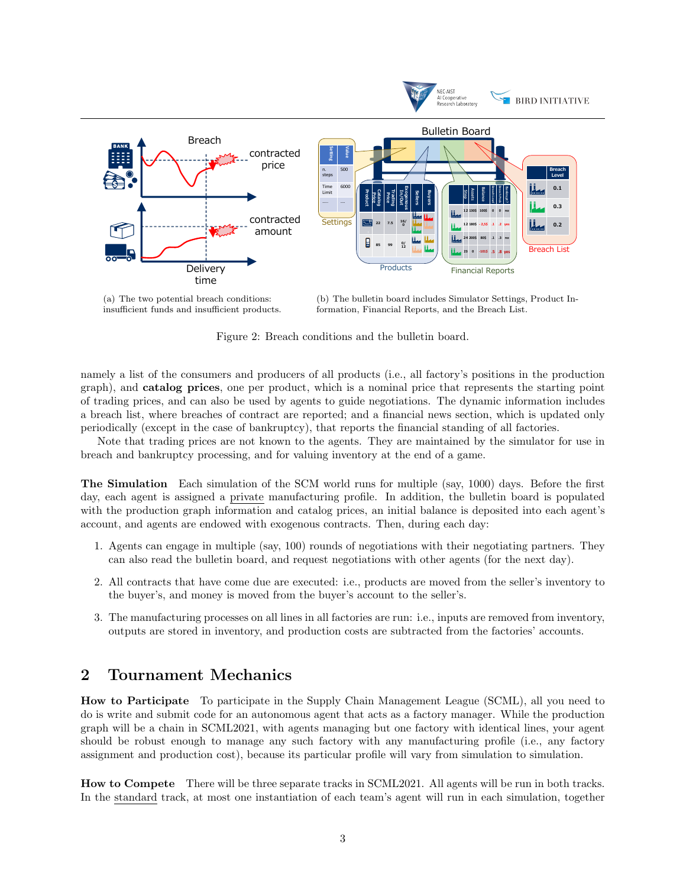(a) The two potential breach conditions: insufficient funds and insufficient products.

(b) The bulletin board includes Simulator Settings, Product Information, Financial Reports, and the Breach List.

Figure 2: Breach conditions and the bulletin board.

namely a list of the consumers and producers of all products (i.e., all factory's positions in the production graph), and **catalog prices**, one per product, which is a nominal price that represents the starting point of trading prices, and can also be used by agents to guide negotiations. The dynamic information includes a breach list, where breaches of contract are reported; and a financial news section, which is updated only periodically (except in the case of bankruptcy), that reports the financial standing of all factories.

Note that trading prices are not known to the agents. They are maintained by the simulator for use in breach and bankruptcy processing, and for valuing inventory at the end of a game.

**The Simulation** Each simulation of the SCM world runs for multiple (say, 1000) days. Before the first day, each agent is assigned a private manufacturing profile. In addition, the bulletin board is populated with the production graph information and catalog prices, an initial balance is deposited into each agent's account, and agents are endowed with exogenous contracts. Then, during each day:

1. Agents can engage in multiple (say, 100) rounds of negotiations with their negotiating partners. They can also read the bulletin board, and request negotiations with other agents (for the next day).
2. All contracts that have come due are executed: i.e., products are moved from the seller's inventory to the buyer's, and money is moved from the buyer's account to the seller's.
3. The manufacturing processes on all lines in all factories are run: i.e., inputs are removed from inventory, outputs are stored in inventory, and production costs are subtracted from the factories' accounts.

## 2 Tournament Mechanics

**How to Participate** To participate in the Supply Chain Management League (SCML), all you need to do is write and submit code for an autonomous agent that acts as a factory manager. While the production graph will be a chain in SCML2021, with agents managing but one factory with identical lines, your agent should be robust enough to manage any such factory with any manufacturing profile (i.e., any factory assignment and production cost), because its particular profile will vary from simulation to simulation.

**How to Compete** There will be three separate tracks in SCML2021. All agents will be run in both tracks. In the standard track, at most one instantiation of each team's agent will run in each simulation, together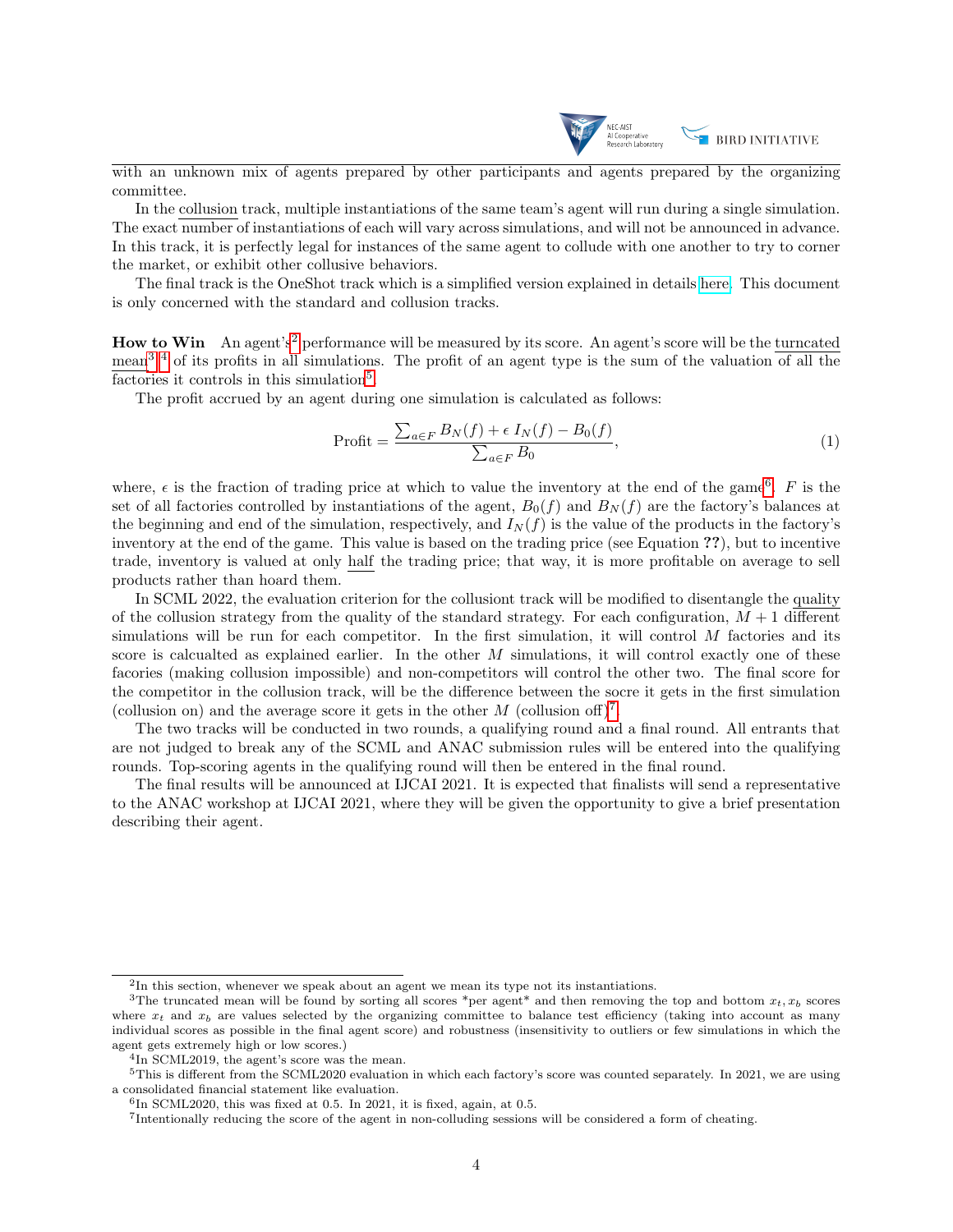with an unknown mix of agents prepared by other participants and agents prepared by the organizing committee.

In the collusion track, multiple instantiations of the same team's agent will run during a single simulation. The exact number of instantiations of each will vary across simulations, and will not be announced in advance. In this track, it is perfectly legal for instances of the same agent to collude with one another to try to corner the market, or exhibit other collusive behaviors.

The final track is the OneShot track which is a simplified version explained in details here. This document is only concerned with the standard and collusion tracks.

**How to Win** An agent's[2] performance will be measured by its score. An agent's score will be the turncated mean[3][4] of its profits in all simulations. The profit of an agent type is the sum of the valuation of all the factories it controls in this simulation[5].

The profit accrued by an agent during one simulation is calculated as follows:

$$\text{Profit} = \frac{\sum_{a \in F} B_N(f) + \epsilon \, I_N(f) - B_0(f)}{\sum_{a \in F} B_0}, \tag{1}$$

where, $\epsilon$ is the fraction of trading price at which to value the inventory at the end of the game[6]. $F$ is the set of all factories controlled by instantiations of the agent, $B_0(f)$ and $B_N(f)$ are the factory's balances at the beginning and end of the simulation, respectively, and $I_N(f)$ is the value of the products in the factory's inventory at the end of the game. This value is based on the trading price (see Equation **??**), but to incentive trade, inventory is valued at only half the trading price; that way, it is more profitable on average to sell products rather than hoard them.

In SCML 2022, the evaluation criterion for the collusiont track will be modified to disentangle the quality of the collusion strategy from the quality of the standard strategy. For each configuration, $M+1$ different simulations will be run for each competitor. In the first simulation, it will control $M$ factories and its score is calcualted as explained earlier. In the other $M$ simulations, it will control exactly one of these facories (making collusion impossible) and non-competitors will control the other two. The final score for the competitor in the collusion track, will be the difference between the socre it gets in the first simulation (collusion on) and the average score it gets in the other $M$ (collusion off)[7].

The two tracks will be conducted in two rounds, a qualifying round and a final round. All entrants that are not judged to break any of the SCML and ANAC submission rules will be entered into the qualifying rounds. Top-scoring agents in the qualifying round will then be entered in the final round.

The final results will be announced at IJCAI 2021. It is expected that finalists will send a representative to the ANAC workshop at IJCAI 2021, where they will be given the opportunity to give a brief presentation describing their agent.

---

[2] In this section, whenever we speak about an agent we mean its type not its instantiations.

[3] The truncated mean will be found by sorting all scores *per agent* and then removing the top and bottom $x_t, x_b$ scores where $x_t$ and $x_b$ are values selected by the organizing committee to balance test efficiency (taking into account as many individual scores as possible in the final agent score) and robustness (insensitivity to outliers or few simulations in which the agent gets extremely high or low scores.)

[4] In SCML2019, the agent's score was the mean.

[5] This is different from the SCML2020 evaluation in which each factory's score was counted separately. In 2021, we are using a consolidated financial statement like evaluation.

[6] In SCML2020, this was fixed at 0.5. In 2021, it is fixed, again, at 0.5.

[7] Intentionally reducing the score of the agent in non-colluding sessions will be considered a form of cheating.